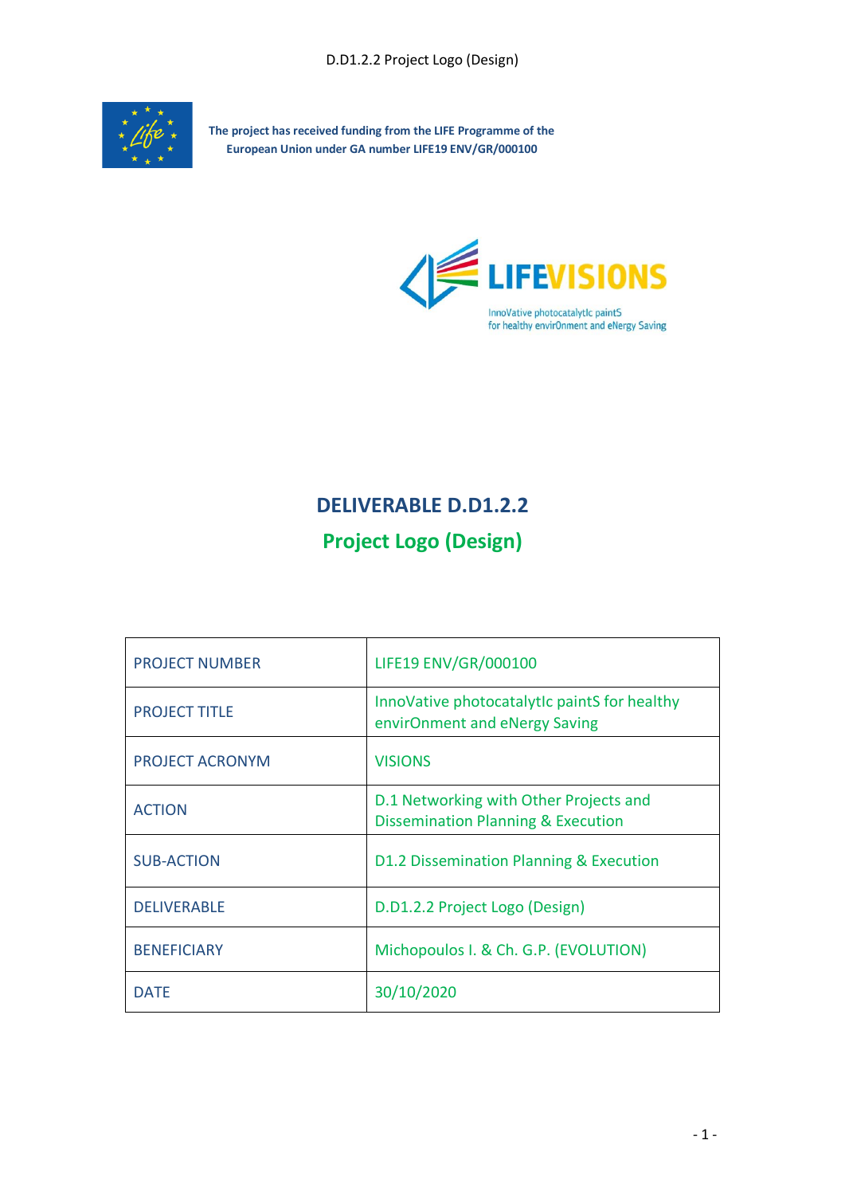The project has received funding from the LIFE Programme of the European Union under GA number LIFE19 ENV/GR/000100

LIFEVISIONS

InnoVative photocatalytIc paintS for healthy envirOnment and eNergy Saving

# DELIVERABLE D.D1.2.2

## Project Logo (Design)

| | |
|---|---|
| PROJECT NUMBER | LIFE19 ENV/GR/000100 |
| PROJECT TITLE | InnoVative photocatalytIc paintS for healthy envirOnment and eNergy Saving |
| PROJECT ACRONYM | VISIONS |
| ACTION | D.1 Networking with Other Projects and Dissemination Planning & Execution |
| SUB-ACTION | D1.2 Dissemination Planning & Execution |
| DELIVERABLE | D.D1.2.2 Project Logo (Design) |
| BENEFICIARY | Michopoulos I. & Ch. G.P. (EVOLUTION) |
| DATE | 30/10/2020 |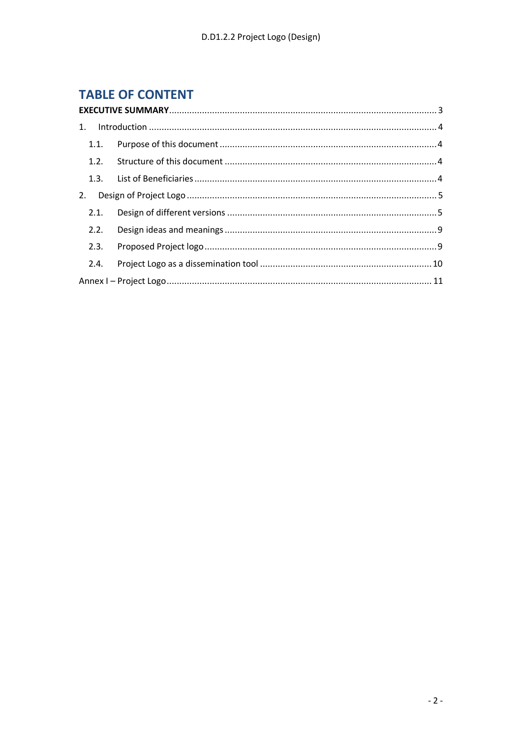# TABLE OF CONTENT

**EXECUTIVE SUMMARY** .......... 3

1. Introduction .......... 4
   - 1.1. Purpose of this document .......... 4
   - 1.2. Structure of this document .......... 4
   - 1.3. List of Beneficiaries .......... 4
2. Design of Project Logo .......... 5
   - 2.1. Design of different versions .......... 5
   - 2.2. Design ideas and meanings .......... 9
   - 2.3. Proposed Project logo .......... 9
   - 2.4. Project Logo as a dissemination tool .......... 10

Annex I – Project Logo .......... 11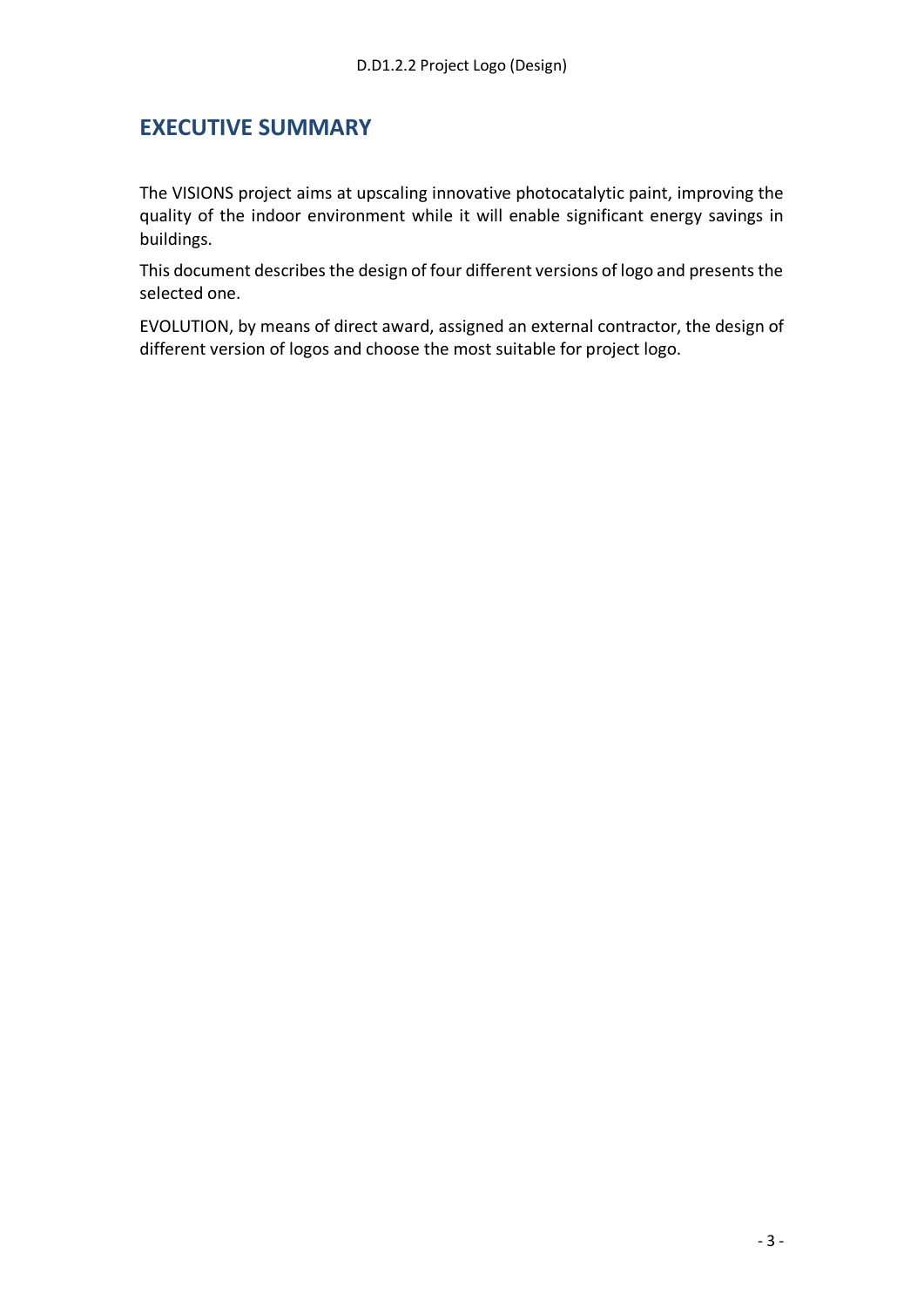# EXECUTIVE SUMMARY

The VISIONS project aims at upscaling innovative photocatalytic paint, improving the quality of the indoor environment while it will enable significant energy savings in buildings.

This document describes the design of four different versions of logo and presents the selected one.

EVOLUTION, by means of direct award, assigned an external contractor, the design of different version of logos and choose the most suitable for project logo.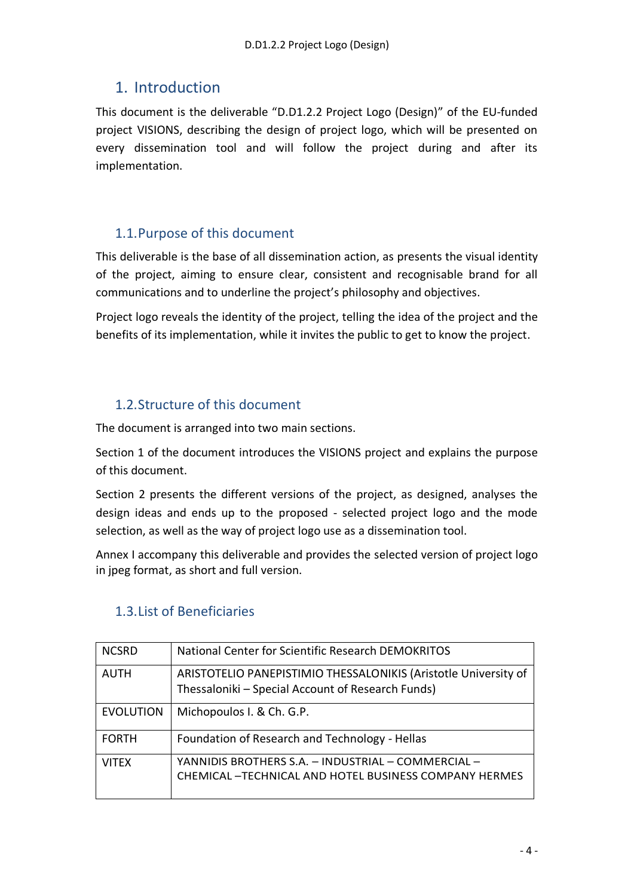# 1. Introduction

This document is the deliverable "D.D1.2.2 Project Logo (Design)" of the EU-funded project VISIONS, describing the design of project logo, which will be presented on every dissemination tool and will follow the project during and after its implementation.

## 1.1. Purpose of this document

This deliverable is the base of all dissemination action, as presents the visual identity of the project, aiming to ensure clear, consistent and recognisable brand for all communications and to underline the project's philosophy and objectives.

Project logo reveals the identity of the project, telling the idea of the project and the benefits of its implementation, while it invites the public to get to know the project.

## 1.2. Structure of this document

The document is arranged into two main sections.

Section 1 of the document introduces the VISIONS project and explains the purpose of this document.

Section 2 presents the different versions of the project, as designed, analyses the design ideas and ends up to the proposed - selected project logo and the mode selection, as well as the way of project logo use as a dissemination tool.

Annex I accompany this deliverable and provides the selected version of project logo in jpeg format, as short and full version.

## 1.3. List of Beneficiaries

| | |
|---|---|
| NCSRD | National Center for Scientific Research DEMOKRITOS |
| AUTH | ARISTOTELIO PANEPISTIMIO THESSALONIKIS (Aristotle University of Thessaloniki – Special Account of Research Funds) |
| EVOLUTION | Michopoulos I. & Ch. G.P. |
| FORTH | Foundation of Research and Technology - Hellas |
| VITEX | YANNIDIS BROTHERS S.A. – INDUSTRIAL – COMMERCIAL – CHEMICAL –TECHNICAL AND HOTEL BUSINESS COMPANY HERMES |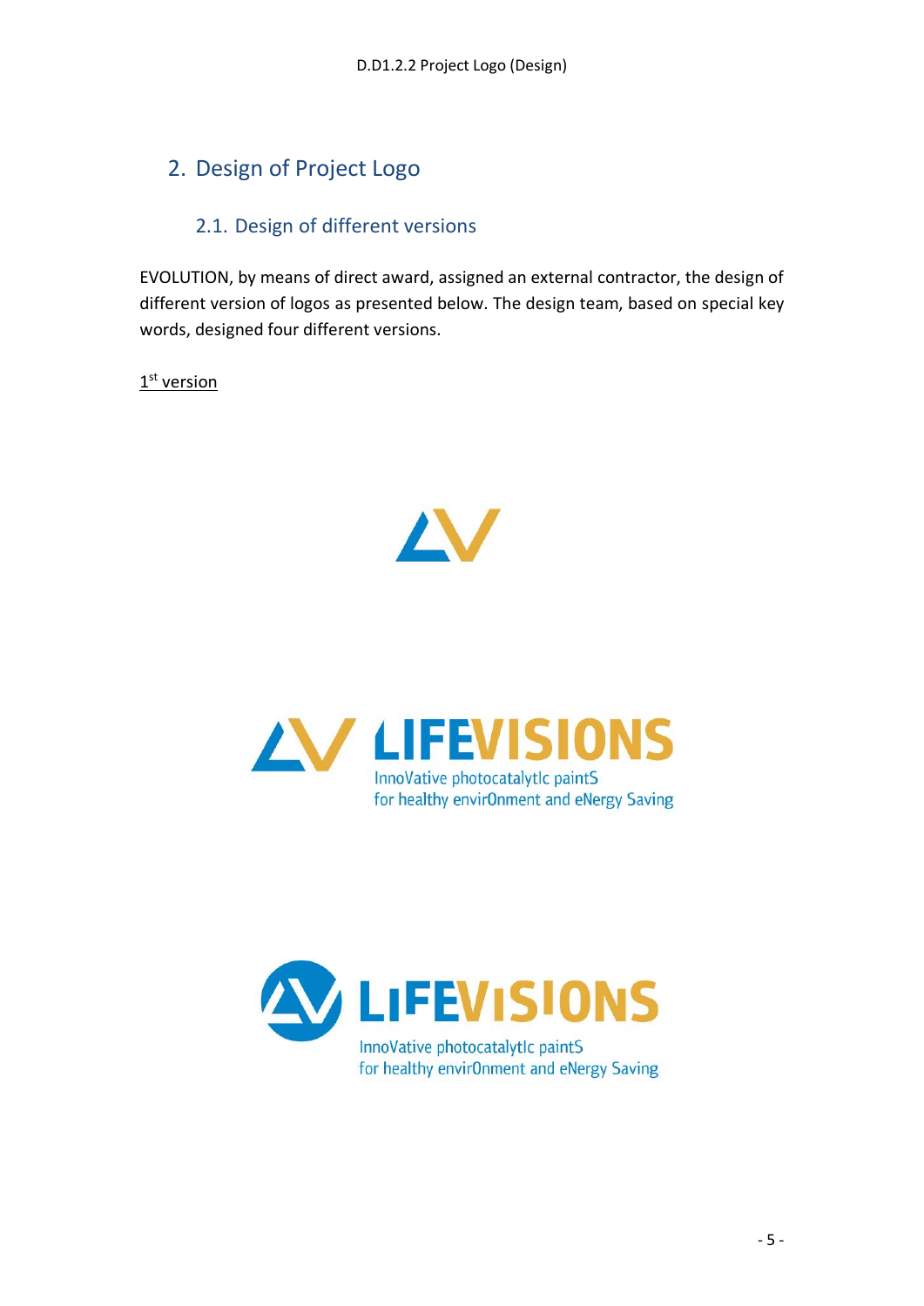## 2. Design of Project Logo

### 2.1. Design of different versions

EVOLUTION, by means of direct award, assigned an external contractor, the design of different version of logos as presented below. The design team, based on special key words, designed four different versions.

<u>1st version</u>

LIFEVISIONS
InnoVative photocatalytIc paintS
for healthy envirOnment and eNergy Saving

LIFEVISIONS
InnoVative photocatalytIc paintS
for healthy envirOnment and eNergy Saving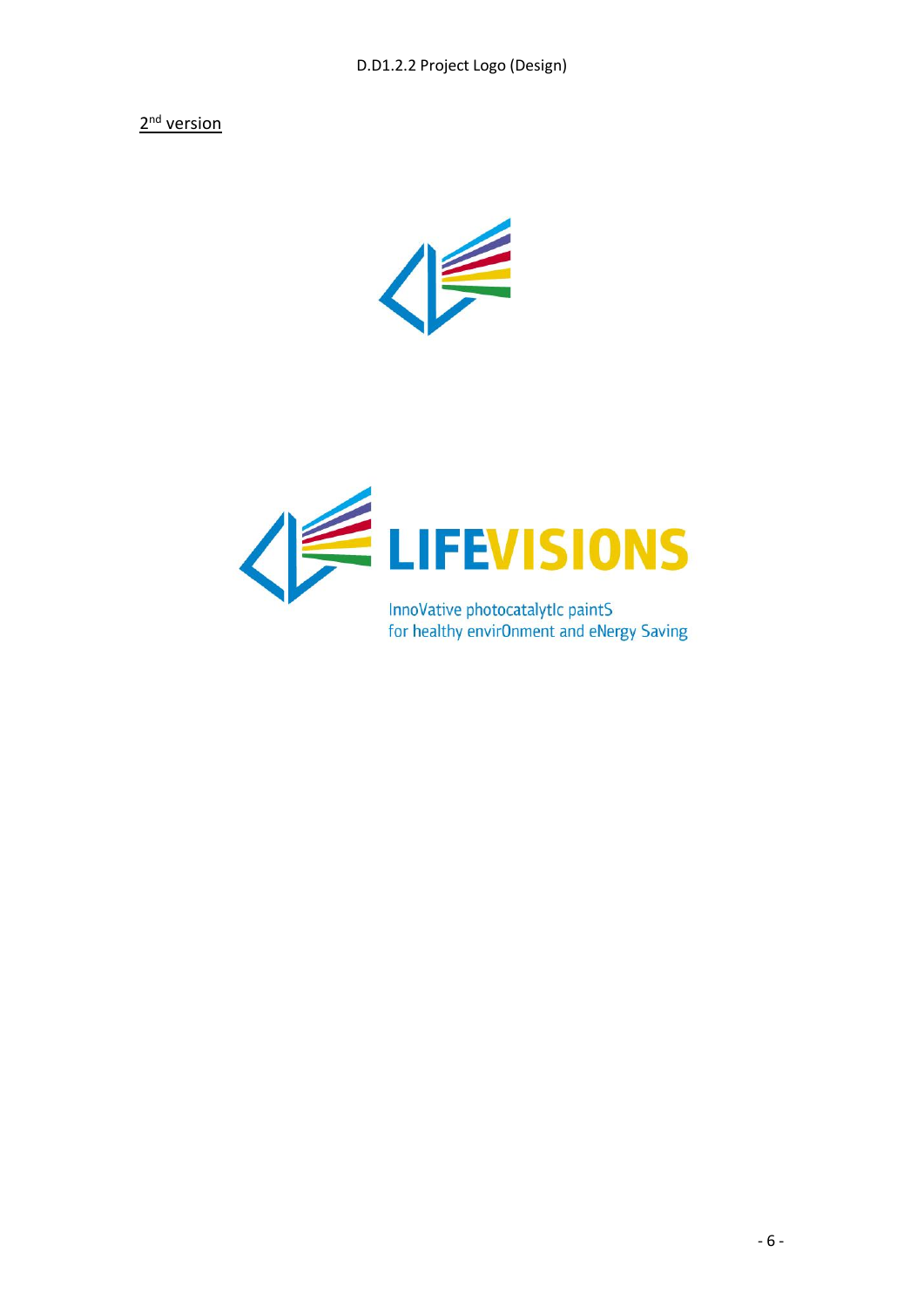<u>2nd version</u>

LIFEVISIONS

InnoVative photocatalytIc paintS
for healthy envirOnment and eNergy Saving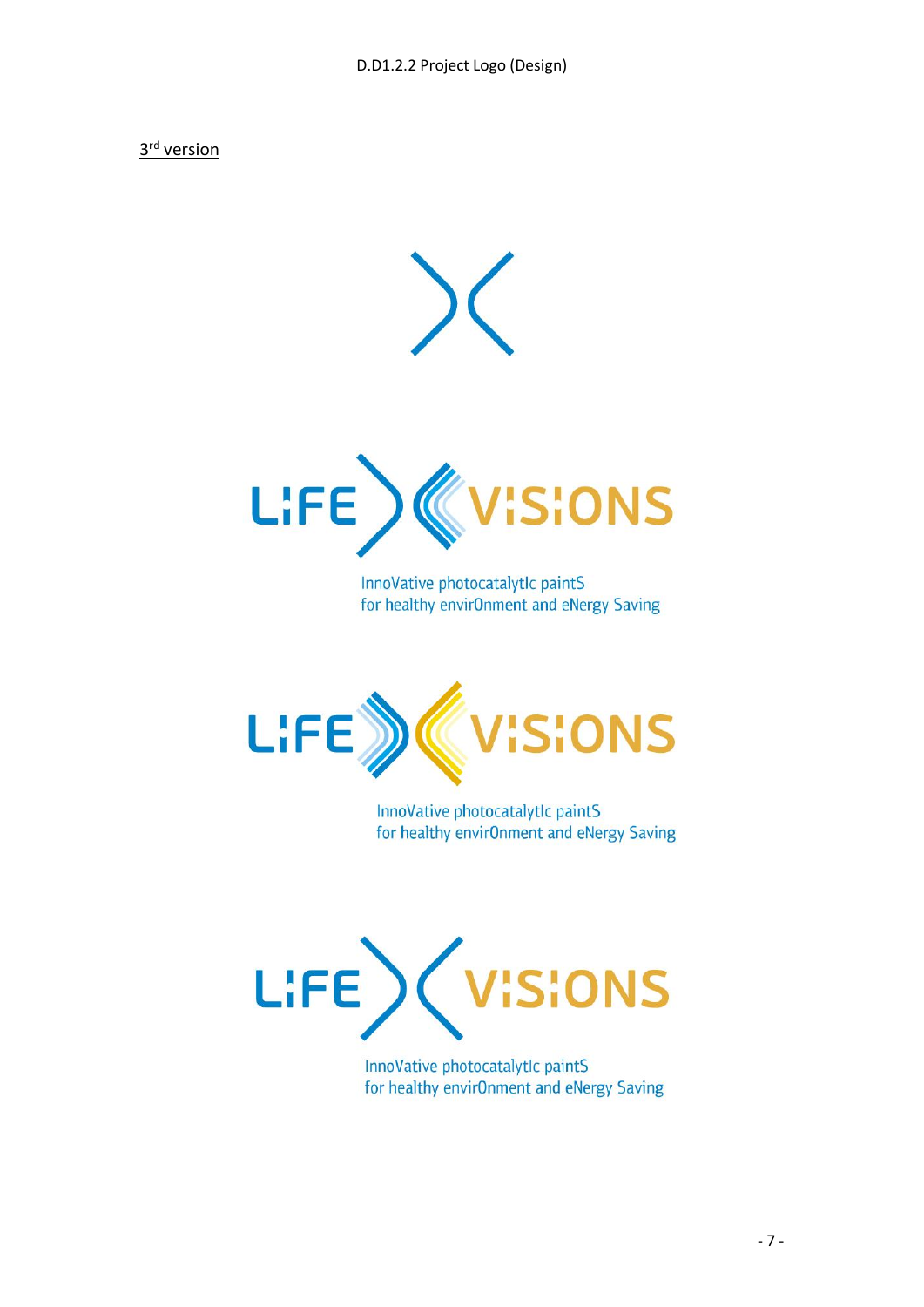3rd version

LIFE VISIONS

InnoVative photocatalytIc paintS
for healthy envirOnment and eNergy Saving

LIFE VISIONS

InnoVative photocatalytIc paintS
for healthy envirOnment and eNergy Saving

LIFE VISIONS

InnoVative photocatalytIc paintS
for healthy envirOnment and eNergy Saving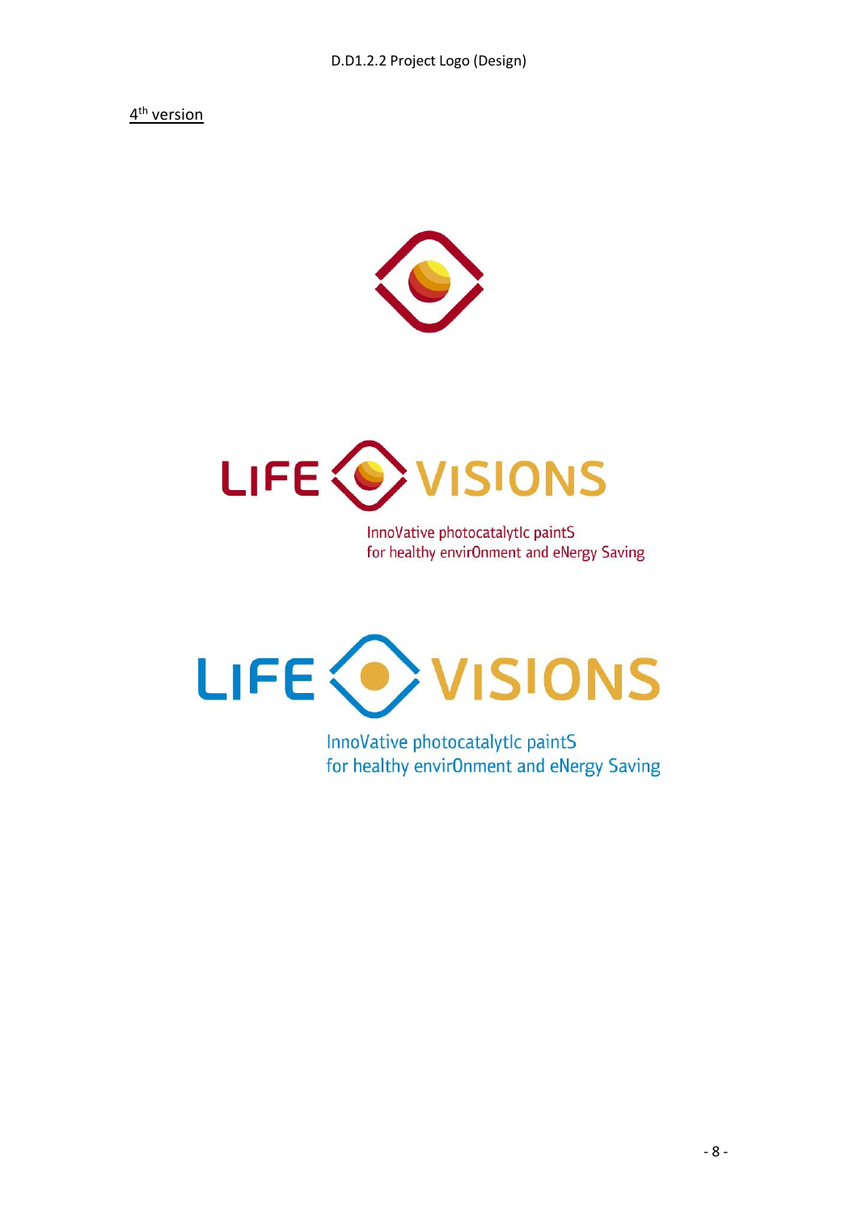4th version

LIFE VISIONS

InnoVative photocatalytIc paintS
for healthy envirOnment and eNergy Saving

LIFE VISIONS

InnoVative photocatalytIc paintS
for healthy envirOnment and eNergy Saving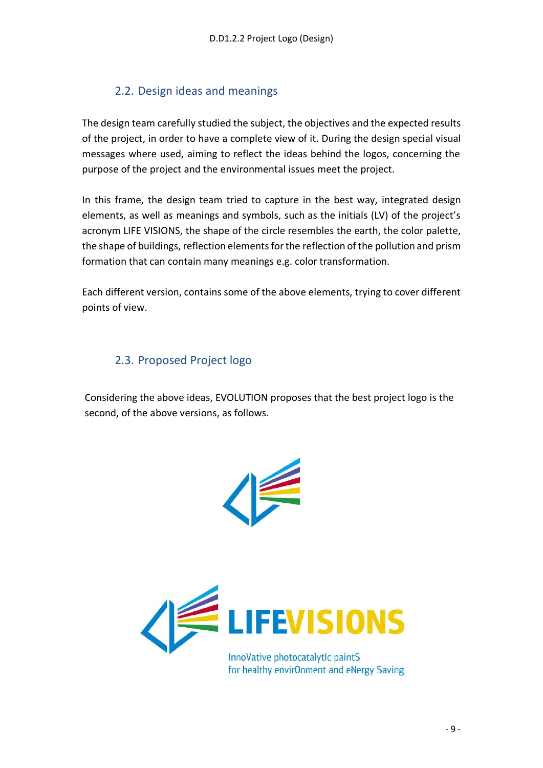## 2.2. Design ideas and meanings

The design team carefully studied the subject, the objectives and the expected results of the project, in order to have a complete view of it. During the design special visual messages where used, aiming to reflect the ideas behind the logos, concerning the purpose of the project and the environmental issues meet the project.

In this frame, the design team tried to capture in the best way, integrated design elements, as well as meanings and symbols, such as the initials (LV) of the project's acronym LIFE VISIONS, the shape of the circle resembles the earth, the color palette, the shape of buildings, reflection elements for the reflection of the pollution and prism formation that can contain many meanings e.g. color transformation.

Each different version, contains some of the above elements, trying to cover different points of view.

## 2.3. Proposed Project logo

Considering the above ideas, EVOLUTION proposes that the best project logo is the second, of the above versions, as follows.

LIFEVISIONS

InnoVative photocatalytIc paintS
for healthy envirOnment and eNergy Saving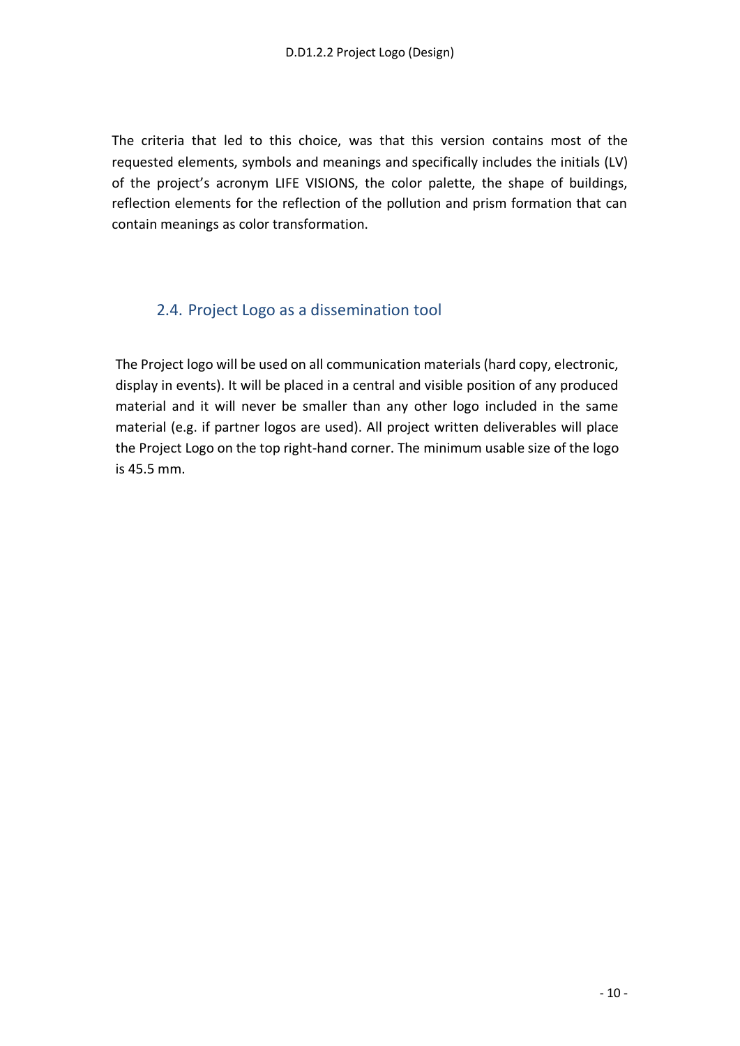The criteria that led to this choice, was that this version contains most of the requested elements, symbols and meanings and specifically includes the initials (LV) of the project's acronym LIFE VISIONS, the color palette, the shape of buildings, reflection elements for the reflection of the pollution and prism formation that can contain meanings as color transformation.

## 2.4. Project Logo as a dissemination tool

The Project logo will be used on all communication materials (hard copy, electronic, display in events). It will be placed in a central and visible position of any produced material and it will never be smaller than any other logo included in the same material (e.g. if partner logos are used). All project written deliverables will place the Project Logo on the top right-hand corner. The minimum usable size of the logo is 45.5 mm.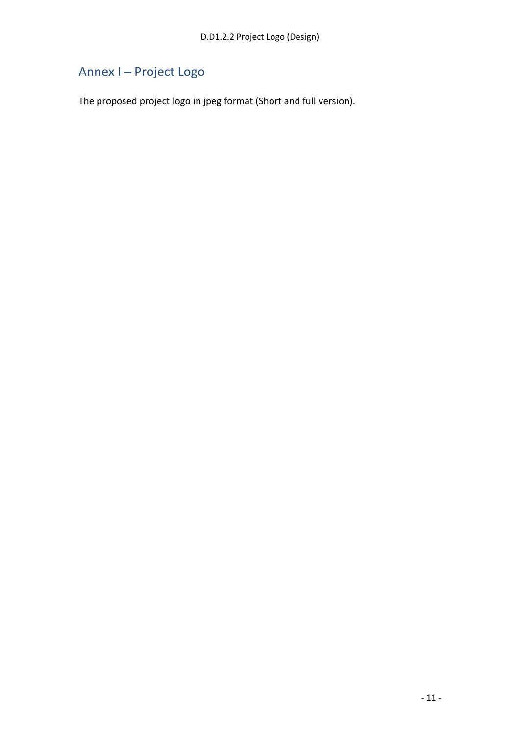## Annex I – Project Logo

The proposed project logo in jpeg format (Short and full version).